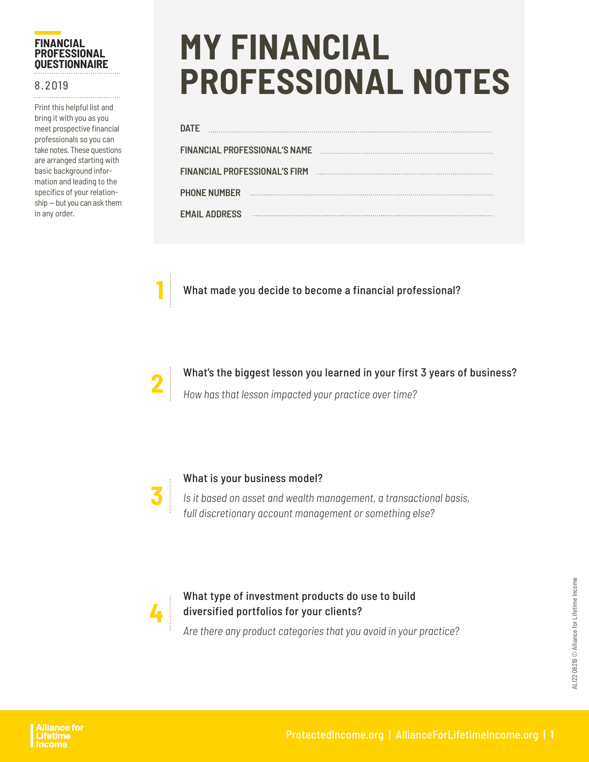**FINANCIAL PROFESSIONAL QUESTIONNAIRE**

8.2019

Print this helpful list and bring it with you as you meet prospective financial professionals so you can take notes. These questions are arranged starting with basic background information and leading to the specifics of your relationship — but you can ask them in any order.

# MY FINANCIAL PROFESSIONAL NOTES

**DATE** ..........

**FINANCIAL PROFESSIONAL'S NAME** ..........

**FINANCIAL PROFESSIONAL'S FIRM** ..........

**PHONE NUMBER** ..........

**EMAIL ADDRESS** ..........

**1** What made you decide to become a financial professional?

**2** What's the biggest lesson you learned in your first 3 years of business?

*How has that lesson impacted your practice over time?*

**3** What is your business model?

*Is it based on asset and wealth management, a transactional basis, full discretionary account management or something else?*

**4** What type of investment products do use to build diversified portfolios for your clients?

*Are there any product categories that you avoid in your practice?*

ALI22 08219 © Alliance for Lifetime Income

Alliance for Lifetime Income

ProtectedIncome.org | AllianceForLifetimeIncome.org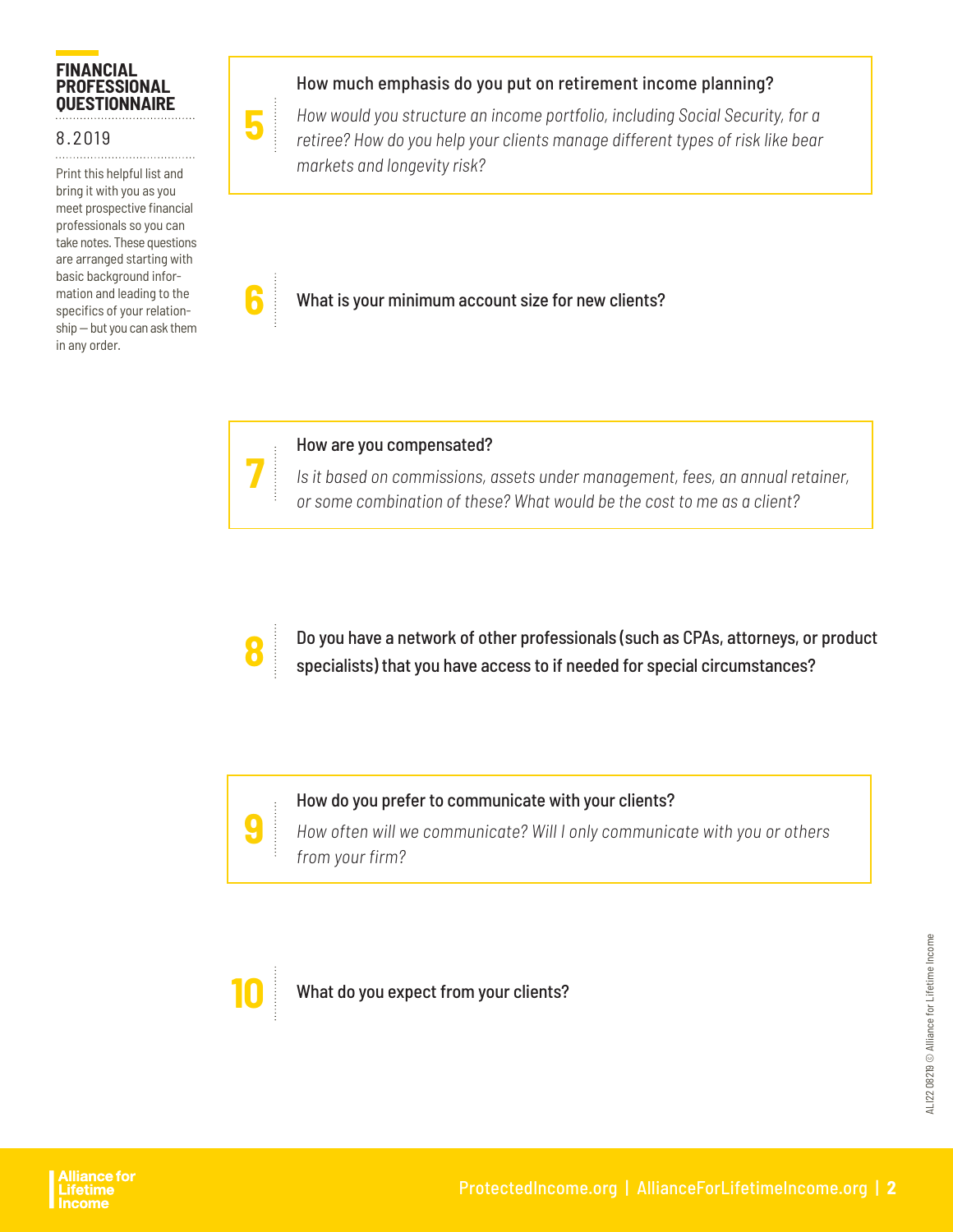**FINANCIAL PROFESSIONAL QUESTIONNAIRE**

8.2019

Print this helpful list and bring it with you as you meet prospective financial professionals so you can take notes. These questions are arranged starting with basic background information and leading to the specifics of your relationship — but you can ask them in any order.

**5** How much emphasis do you put on retirement income planning?

*How would you structure an income portfolio, including Social Security, for a retiree? How do you help your clients manage different types of risk like bear markets and longevity risk?*

**6** What is your minimum account size for new clients?

**7** How are you compensated?

*Is it based on commissions, assets under management, fees, an annual retainer, or some combination of these? What would be the cost to me as a client?*

**8** Do you have a network of other professionals (such as CPAs, attorneys, or product specialists) that you have access to if needed for special circumstances?

**9** How do you prefer to communicate with your clients?

*How often will we communicate? Will I only communicate with you or others from your firm?*

**10** What do you expect from your clients?

ALI22 08219 © Alliance for Lifetime Income

Alliance for Lifetime Income

ProtectedIncome.org | AllianceForLifetimeIncome.org